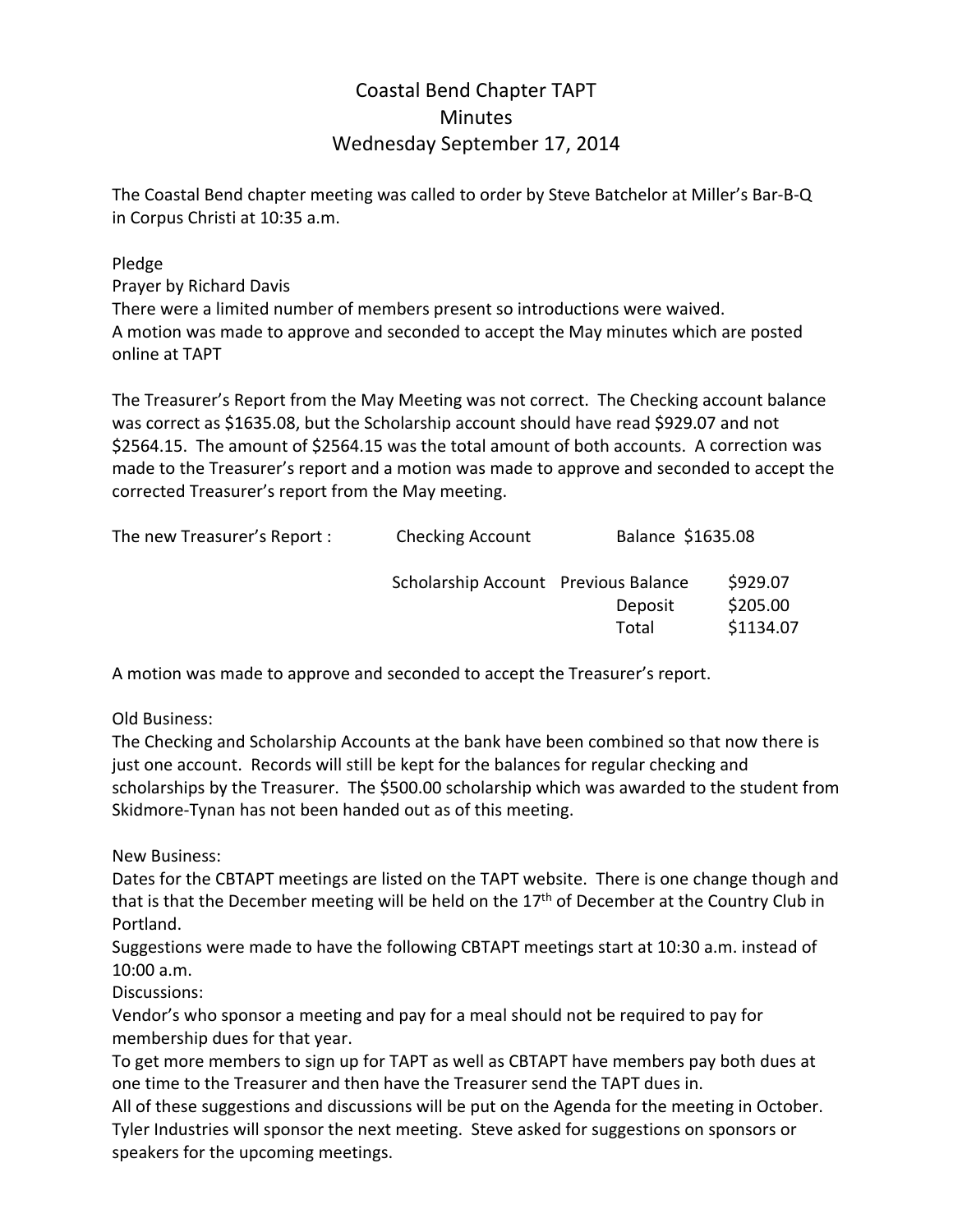# Coastal Bend Chapter TAPT
## Minutes
### Wednesday September 17, 2014

The Coastal Bend chapter meeting was called to order by Steve Batchelor at Miller's Bar-B-Q in Corpus Christi at 10:35 a.m.

Pledge
Prayer by Richard Davis
There were a limited number of members present so introductions were waived.
A motion was made to approve and seconded to accept the May minutes which are posted online at TAPT

The Treasurer's Report from the May Meeting was not correct. The Checking account balance was correct as $1635.08, but the Scholarship account should have read $929.07 and not $2564.15. The amount of $2564.15 was the total amount of both accounts. A correction was made to the Treasurer's report and a motion was made to approve and seconded to accept the corrected Treasurer's report from the May meeting.

| The new Treasurer's Report : | Checking Account | Balance $1635.08 | |
|---|---|---|---|
| | Scholarship Account | Previous Balance | $929.07 |
| | | Deposit | $205.00 |
| | | Total | $1134.07 |

A motion was made to approve and seconded to accept the Treasurer's report.

Old Business:
The Checking and Scholarship Accounts at the bank have been combined so that now there is just one account. Records will still be kept for the balances for regular checking and scholarships by the Treasurer. The $500.00 scholarship which was awarded to the student from Skidmore-Tynan has not been handed out as of this meeting.

New Business:
Dates for the CBTAPT meetings are listed on the TAPT website. There is one change though and that is that the December meeting will be held on the 17th of December at the Country Club in Portland.
Suggestions were made to have the following CBTAPT meetings start at 10:30 a.m. instead of 10:00 a.m.
Discussions:
Vendor's who sponsor a meeting and pay for a meal should not be required to pay for membership dues for that year.
To get more members to sign up for TAPT as well as CBTAPT have members pay both dues at one time to the Treasurer and then have the Treasurer send the TAPT dues in.
All of these suggestions and discussions will be put on the Agenda for the meeting in October.
Tyler Industries will sponsor the next meeting. Steve asked for suggestions on sponsors or speakers for the upcoming meetings.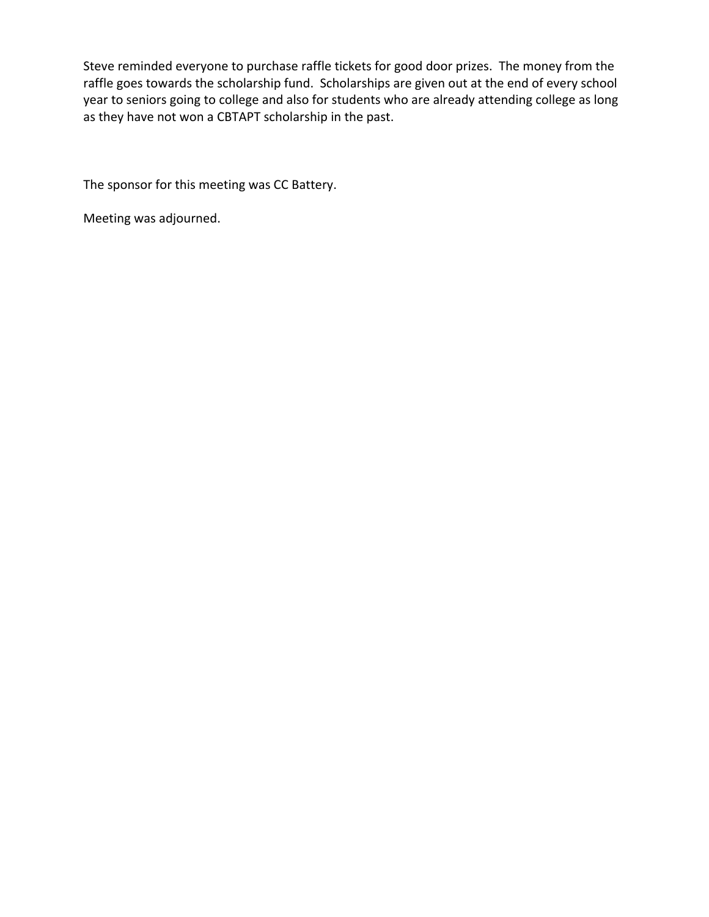Steve reminded everyone to purchase raffle tickets for good door prizes. The money from the raffle goes towards the scholarship fund. Scholarships are given out at the end of every school year to seniors going to college and also for students who are already attending college as long as they have not won a CBTAPT scholarship in the past.

The sponsor for this meeting was CC Battery.

Meeting was adjourned.